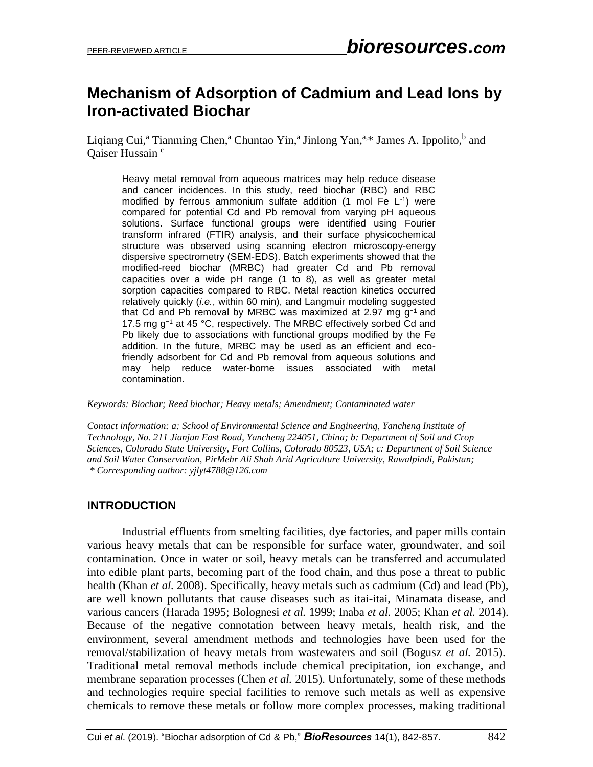# Mechanism of Adsorption of Cadmium and Lead Ions by Iron-activated Biochar

Liqiang Cui,[a] Tianming Chen,[a] Chuntao Yin,[a] Jinlong Yan,[a,*] James A. Ippolito,[b] and Qaiser Hussain [c]

Heavy metal removal from aqueous matrices may help reduce disease and cancer incidences. In this study, reed biochar (RBC) and RBC modified by ferrous ammonium sulfate addition (1 mol Fe $L^{-1}$) were compared for potential Cd and Pb removal from varying pH aqueous solutions. Surface functional groups were identified using Fourier transform infrared (FTIR) analysis, and their surface physicochemical structure was observed using scanning electron microscopy-energy dispersive spectrometry (SEM-EDS). Batch experiments showed that the modified-reed biochar (MRBC) had greater Cd and Pb removal capacities over a wide pH range (1 to 8), as well as greater metal sorption capacities compared to RBC. Metal reaction kinetics occurred relatively quickly (*i.e.*, within 60 min), and Langmuir modeling suggested that Cd and Pb removal by MRBC was maximized at 2.97 mg $g^{-1}$ and 17.5 mg $g^{-1}$ at 45 °C, respectively. The MRBC effectively sorbed Cd and Pb likely due to associations with functional groups modified by the Fe addition. In the future, MRBC may be used as an efficient and eco-friendly adsorbent for Cd and Pb removal from aqueous solutions and may help reduce water-borne issues associated with metal contamination.

*Keywords: Biochar; Reed biochar; Heavy metals; Amendment; Contaminated water*

*Contact information: a: School of Environmental Science and Engineering, Yancheng Institute of Technology, No. 211 Jianjun East Road, Yancheng 224051, China; b: Department of Soil and Crop Sciences, Colorado State University, Fort Collins, Colorado 80523, USA; c: Department of Soil Science and Soil Water Conservation, PirMehr Ali Shah Arid Agriculture University, Rawalpindi, Pakistan; \* Corresponding author: yjlyt4788@126.com*

## INTRODUCTION

Industrial effluents from smelting facilities, dye factories, and paper mills contain various heavy metals that can be responsible for surface water, groundwater, and soil contamination. Once in water or soil, heavy metals can be transferred and accumulated into edible plant parts, becoming part of the food chain, and thus pose a threat to public health (Khan *et al.* 2008). Specifically, heavy metals such as cadmium (Cd) and lead (Pb), are well known pollutants that cause diseases such as itai-itai, Minamata disease, and various cancers (Harada 1995; Bolognesi *et al.* 1999; Inaba *et al.* 2005; Khan *et al.* 2014). Because of the negative connotation between heavy metals, health risk, and the environment, several amendment methods and technologies have been used for the removal/stabilization of heavy metals from wastewaters and soil (Bogusz *et al.* 2015). Traditional metal removal methods include chemical precipitation, ion exchange, and membrane separation processes (Chen *et al.* 2015). Unfortunately, some of these methods and technologies require special facilities to remove such metals as well as expensive chemicals to remove these metals or follow more complex processes, making traditional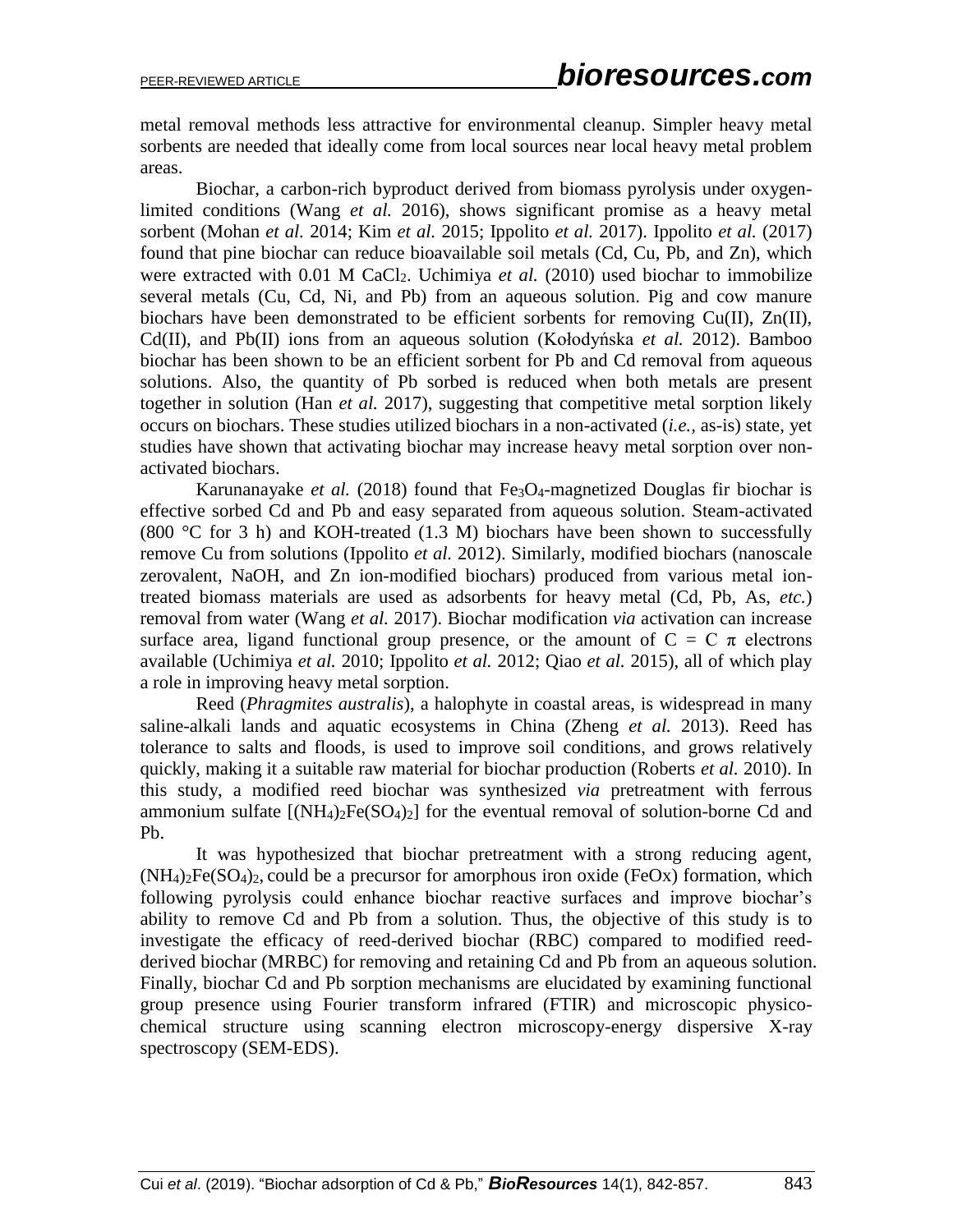metal removal methods less attractive for environmental cleanup. Simpler heavy metal sorbents are needed that ideally come from local sources near local heavy metal problem areas.

Biochar, a carbon-rich byproduct derived from biomass pyrolysis under oxygen-limited conditions (Wang *et al.* 2016), shows significant promise as a heavy metal sorbent (Mohan *et al.* 2014; Kim *et al.* 2015; Ippolito *et al.* 2017). Ippolito *et al.* (2017) found that pine biochar can reduce bioavailable soil metals (Cd, Cu, Pb, and Zn), which were extracted with 0.01 M $CaCl_2$. Uchimiya *et al.* (2010) used biochar to immobilize several metals (Cu, Cd, Ni, and Pb) from an aqueous solution. Pig and cow manure biochars have been demonstrated to be efficient sorbents for removing Cu(II), Zn(II), Cd(II), and Pb(II) ions from an aqueous solution (Kołodyńska *et al.* 2012). Bamboo biochar has been shown to be an efficient sorbent for Pb and Cd removal from aqueous solutions. Also, the quantity of Pb sorbed is reduced when both metals are present together in solution (Han *et al.* 2017), suggesting that competitive metal sorption likely occurs on biochars. These studies utilized biochars in a non-activated (*i.e.*, as-is) state, yet studies have shown that activating biochar may increase heavy metal sorption over non-activated biochars.

Karunanayake *et al.* (2018) found that $Fe_3O_4$-magnetized Douglas fir biochar is effective sorbed Cd and Pb and easy separated from aqueous solution. Steam-activated (800 °C for 3 h) and KOH-treated (1.3 M) biochars have been shown to successfully remove Cu from solutions (Ippolito *et al.* 2012). Similarly, modified biochars (nanoscale zerovalent, NaOH, and Zn ion-modified biochars) produced from various metal ion-treated biomass materials are used as adsorbents for heavy metal (Cd, Pb, As, *etc.*) removal from water (Wang *et al.* 2017). Biochar modification *via* activation can increase surface area, ligand functional group presence, or the amount of C = C $\pi$ electrons available (Uchimiya *et al.* 2010; Ippolito *et al.* 2012; Qiao *et al.* 2015), all of which play a role in improving heavy metal sorption.

Reed (*Phragmites australis*), a halophyte in coastal areas, is widespread in many saline-alkali lands and aquatic ecosystems in China (Zheng *et al.* 2013). Reed has tolerance to salts and floods, is used to improve soil conditions, and grows relatively quickly, making it a suitable raw material for biochar production (Roberts *et al.* 2010). In this study, a modified reed biochar was synthesized *via* pretreatment with ferrous ammonium sulfate [$(NH_4)_2Fe(SO_4)_2$] for the eventual removal of solution-borne Cd and Pb.

It was hypothesized that biochar pretreatment with a strong reducing agent, $(NH_4)_2Fe(SO_4)_2$, could be a precursor for amorphous iron oxide (FeOx) formation, which following pyrolysis could enhance biochar reactive surfaces and improve biochar's ability to remove Cd and Pb from a solution. Thus, the objective of this study is to investigate the efficacy of reed-derived biochar (RBC) compared to modified reed-derived biochar (MRBC) for removing and retaining Cd and Pb from an aqueous solution. Finally, biochar Cd and Pb sorption mechanisms are elucidated by examining functional group presence using Fourier transform infrared (FTIR) and microscopic physico-chemical structure using scanning electron microscopy-energy dispersive X-ray spectroscopy (SEM-EDS).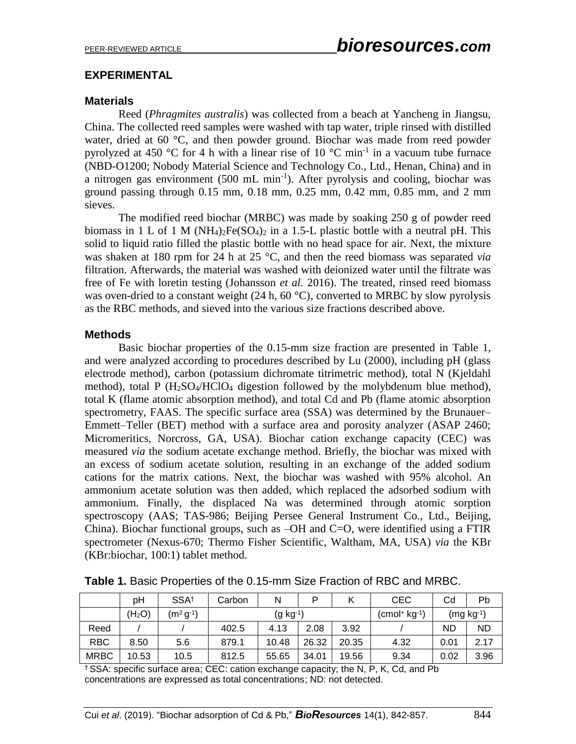## EXPERIMENTAL

### Materials

Reed (*Phragmites australis*) was collected from a beach at Yancheng in Jiangsu, China. The collected reed samples were washed with tap water, triple rinsed with distilled water, dried at 60 °C, and then powder ground. Biochar was made from reed powder pyrolyzed at 450 °C for 4 h with a linear rise of 10 °C min$^{-1}$ in a vacuum tube furnace (NBD-O1200; Nobody Material Science and Technology Co., Ltd., Henan, China) and in a nitrogen gas environment (500 mL min$^{-1}$). After pyrolysis and cooling, biochar was ground passing through 0.15 mm, 0.18 mm, 0.25 mm, 0.42 mm, 0.85 mm, and 2 mm sieves.

The modified reed biochar (MRBC) was made by soaking 250 g of powder reed biomass in 1 L of 1 M $(NH_4)_2Fe(SO_4)_2$ in a 1.5-L plastic bottle with a neutral pH. This solid to liquid ratio filled the plastic bottle with no head space for air. Next, the mixture was shaken at 180 rpm for 24 h at 25 °C, and then the reed biomass was separated *via* filtration. Afterwards, the material was washed with deionized water until the filtrate was free of Fe with loretin testing (Johansson *et al.* 2016). The treated, rinsed reed biomass was oven-dried to a constant weight (24 h, 60 °C), converted to MRBC by slow pyrolysis as the RBC methods, and sieved into the various size fractions described above.

### Methods

Basic biochar properties of the 0.15-mm size fraction are presented in Table 1, and were analyzed according to procedures described by Lu (2000), including pH (glass electrode method), carbon (potassium dichromate titrimetric method), total N (Kjeldahl method), total P ($H_2SO_4$/$HClO_4$ digestion followed by the molybdenum blue method), total K (flame atomic absorption method), and total Cd and Pb (flame atomic absorption spectrometry, FAAS. The specific surface area (SSA) was determined by the Brunauer–Emmett–Teller (BET) method with a surface area and porosity analyzer (ASAP 2460; Micromeritics, Norcross, GA, USA). Biochar cation exchange capacity (CEC) was measured *via* the sodium acetate exchange method. Briefly, the biochar was mixed with an excess of sodium acetate solution, resulting in an exchange of the added sodium cations for the matrix cations. Next, the biochar was washed with 95% alcohol. An ammonium acetate solution was then added, which replaced the adsorbed sodium with ammonium. Finally, the displaced Na was determined through atomic sorption spectroscopy (AAS; TAS-986; Beijing Persee General Instrument Co., Ltd., Beijing, China). Biochar functional groups, such as –OH and C=O, were identified using a FTIR spectrometer (Nexus-670; Thermo Fisher Scientific, Waltham, MA, USA) *via* the KBr (KBr:biochar, 100:1) tablet method.

**Table 1.** Basic Properties of the 0.15-mm Size Fraction of RBC and MRBC.

| | pH | SSA[†] | Carbon | N | P | K | CEC | Cd | Pb |
|---|---|---|---|---|---|---|---|---|---|
| | ($H_2O$) | ($m^2$ $g^{-1}$) | ($g$ $kg^{-1}$) | | | | ($cmol^+$ $kg^{-1}$) | ($mg$ $kg^{-1}$) | |
| Reed | / | / | 402.5 | 4.13 | 2.08 | 3.92 | / | ND | ND |
| RBC | 8.50 | 5.6 | 879.1 | 10.48 | 26.32 | 20.35 | 4.32 | 0.01 | 2.17 |
| MRBC | 10.53 | 10.5 | 812.5 | 55.65 | 34.01 | 19.56 | 9.34 | 0.02 | 3.96 |

[†] SSA: specific surface area; CEC: cation exchange capacity; the N, P, K, Cd, and Pb concentrations are expressed as total concentrations; ND: not detected.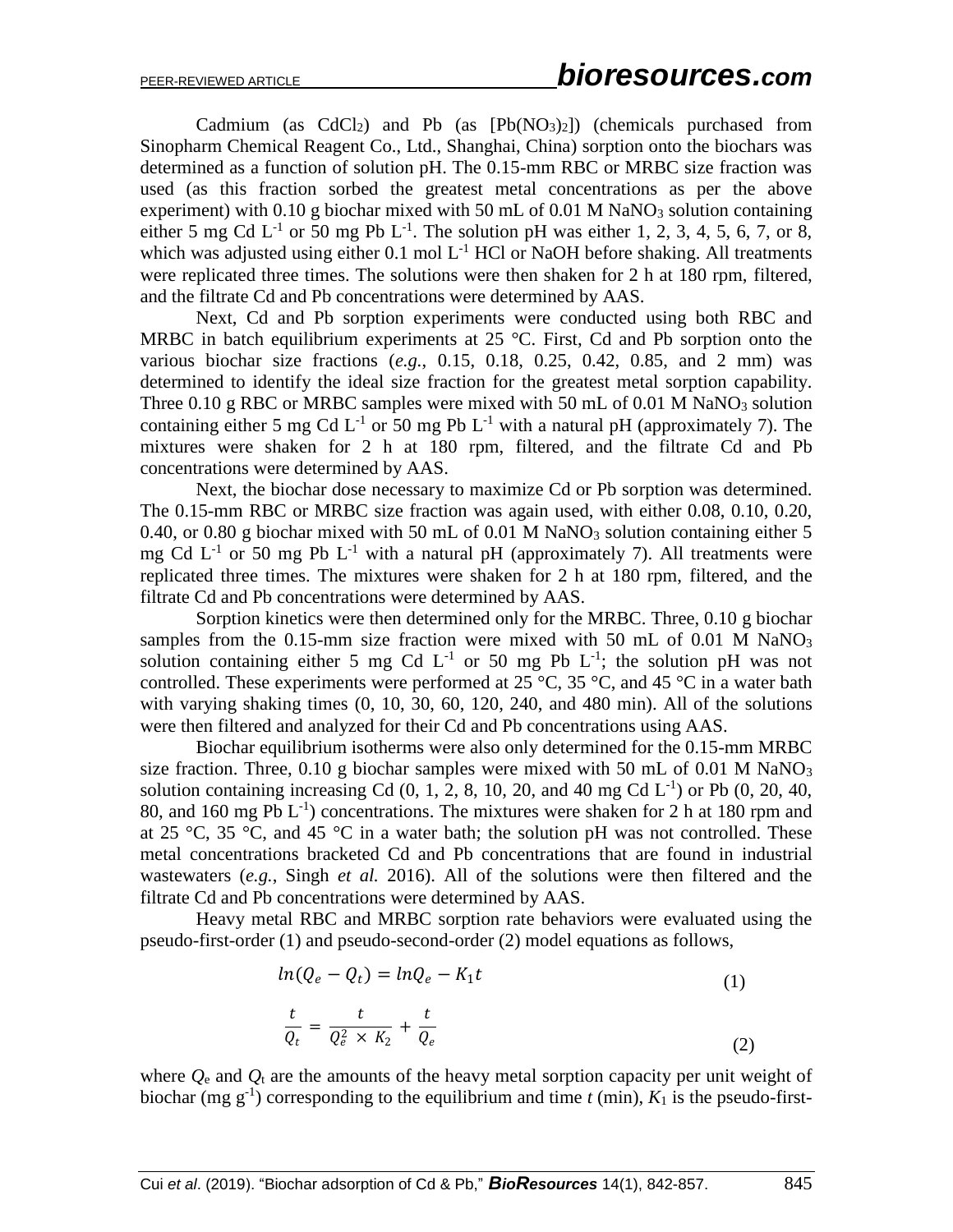Cadmium (as $CdCl_2$) and Pb (as $[Pb(NO_3)_2]$) (chemicals purchased from Sinopharm Chemical Reagent Co., Ltd., Shanghai, China) sorption onto the biochars was determined as a function of solution pH. The 0.15-mm RBC or MRBC size fraction was used (as this fraction sorbed the greatest metal concentrations as per the above experiment) with 0.10 g biochar mixed with 50 mL of 0.01 M $NaNO_3$ solution containing either 5 mg Cd $L^{-1}$ or 50 mg Pb $L^{-1}$. The solution pH was either 1, 2, 3, 4, 5, 6, 7, or 8, which was adjusted using either 0.1 mol $L^{-1}$ HCl or NaOH before shaking. All treatments were replicated three times. The solutions were then shaken for 2 h at 180 rpm, filtered, and the filtrate Cd and Pb concentrations were determined by AAS.

Next, Cd and Pb sorption experiments were conducted using both RBC and MRBC in batch equilibrium experiments at 25 °C. First, Cd and Pb sorption onto the various biochar size fractions (*e.g.*, 0.15, 0.18, 0.25, 0.42, 0.85, and 2 mm) was determined to identify the ideal size fraction for the greatest metal sorption capability. Three 0.10 g RBC or MRBC samples were mixed with 50 mL of 0.01 M $NaNO_3$ solution containing either 5 mg Cd $L^{-1}$ or 50 mg Pb $L^{-1}$ with a natural pH (approximately 7). The mixtures were shaken for 2 h at 180 rpm, filtered, and the filtrate Cd and Pb concentrations were determined by AAS.

Next, the biochar dose necessary to maximize Cd or Pb sorption was determined. The 0.15-mm RBC or MRBC size fraction was again used, with either 0.08, 0.10, 0.20, 0.40, or 0.80 g biochar mixed with 50 mL of 0.01 M $NaNO_3$ solution containing either 5 mg Cd $L^{-1}$ or 50 mg Pb $L^{-1}$ with a natural pH (approximately 7). All treatments were replicated three times. The mixtures were shaken for 2 h at 180 rpm, filtered, and the filtrate Cd and Pb concentrations were determined by AAS.

Sorption kinetics were then determined only for the MRBC. Three, 0.10 g biochar samples from the 0.15-mm size fraction were mixed with 50 mL of 0.01 M $NaNO_3$ solution containing either 5 mg Cd $L^{-1}$ or 50 mg Pb $L^{-1}$; the solution pH was not controlled. These experiments were performed at 25 °C, 35 °C, and 45 °C in a water bath with varying shaking times (0, 10, 30, 60, 120, 240, and 480 min). All of the solutions were then filtered and analyzed for their Cd and Pb concentrations using AAS.

Biochar equilibrium isotherms were also only determined for the 0.15-mm MRBC size fraction. Three, 0.10 g biochar samples were mixed with 50 mL of 0.01 M $NaNO_3$ solution containing increasing Cd (0, 1, 2, 8, 10, 20, and 40 mg Cd $L^{-1}$) or Pb (0, 20, 40, 80, and 160 mg Pb $L^{-1}$) concentrations. The mixtures were shaken for 2 h at 180 rpm and at 25 °C, 35 °C, and 45 °C in a water bath; the solution pH was not controlled. These metal concentrations bracketed Cd and Pb concentrations that are found in industrial wastewaters (*e.g.*, Singh *et al.* 2016). All of the solutions were then filtered and the filtrate Cd and Pb concentrations were determined by AAS.

Heavy metal RBC and MRBC sorption rate behaviors were evaluated using the pseudo-first-order (1) and pseudo-second-order (2) model equations as follows,

$$ln(Q_e - Q_t) = lnQ_e - K_1 t \tag{1}$$

$$\frac{t}{Q_t} = \frac{t}{Q_e^2 \times K_2} + \frac{t}{Q_e} \tag{2}$$

where $Q_e$ and $Q_t$ are the amounts of the heavy metal sorption capacity per unit weight of biochar (mg $g^{-1}$) corresponding to the equilibrium and time $t$ (min), $K_1$ is the pseudo-first-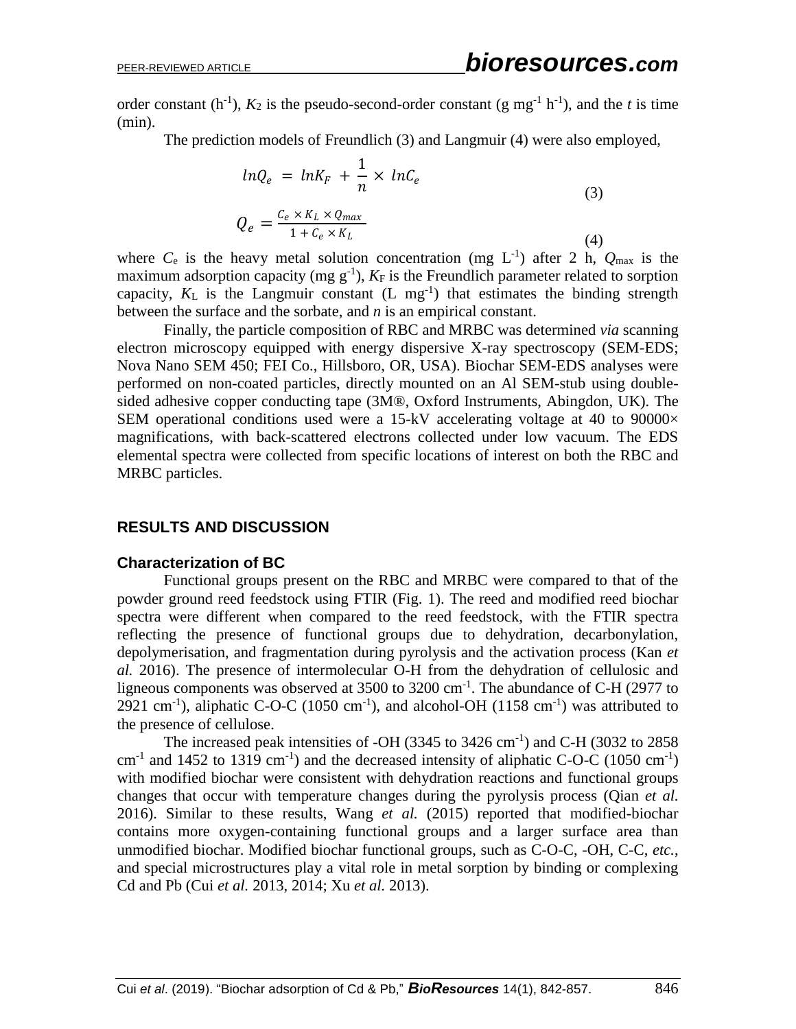order constant ($h^{-1}$), $K_2$ is the pseudo-second-order constant ($g\ mg^{-1}\ h^{-1}$), and the $t$ is time (min).

The prediction models of Freundlich (3) and Langmuir (4) were also employed,

$$lnQ_e = lnK_F + \frac{1}{n} \times lnC_e \tag{3}$$

$$Q_e = \frac{C_e \times K_L \times Q_{max}}{1 + C_e \times K_L} \tag{4}$$

where $C_e$ is the heavy metal solution concentration (mg $L^{-1}$) after 2 h, $Q_{max}$ is the maximum adsorption capacity (mg $g^{-1}$), $K_F$ is the Freundlich parameter related to sorption capacity, $K_L$ is the Langmuir constant (L $mg^{-1}$) that estimates the binding strength between the surface and the sorbate, and $n$ is an empirical constant.

Finally, the particle composition of RBC and MRBC was determined *via* scanning electron microscopy equipped with energy dispersive X-ray spectroscopy (SEM-EDS; Nova Nano SEM 450; FEI Co., Hillsboro, OR, USA). Biochar SEM-EDS analyses were performed on non-coated particles, directly mounted on an Al SEM-stub using double-sided adhesive copper conducting tape (3M®, Oxford Instruments, Abingdon, UK). The SEM operational conditions used were a 15-kV accelerating voltage at 40 to 90000× magnifications, with back-scattered electrons collected under low vacuum. The EDS elemental spectra were collected from specific locations of interest on both the RBC and MRBC particles.

## RESULTS AND DISCUSSION

### Characterization of BC

Functional groups present on the RBC and MRBC were compared to that of the powder ground reed feedstock using FTIR (Fig. 1). The reed and modified reed biochar spectra were different when compared to the reed feedstock, with the FTIR spectra reflecting the presence of functional groups due to dehydration, decarbonylation, depolymerisation, and fragmentation during pyrolysis and the activation process (Kan *et al.* 2016). The presence of intermolecular O-H from the dehydration of cellulosic and ligneous components was observed at 3500 to 3200 $cm^{-1}$. The abundance of C-H (2977 to 2921 $cm^{-1}$), aliphatic C-O-C (1050 $cm^{-1}$), and alcohol-OH (1158 $cm^{-1}$) was attributed to the presence of cellulose.

The increased peak intensities of -OH (3345 to 3426 $cm^{-1}$) and C-H (3032 to 2858 $cm^{-1}$ and 1452 to 1319 $cm^{-1}$) and the decreased intensity of aliphatic C-O-C (1050 $cm^{-1}$) with modified biochar were consistent with dehydration reactions and functional groups changes that occur with temperature changes during the pyrolysis process (Qian *et al.* 2016). Similar to these results, Wang *et al.* (2015) reported that modified-biochar contains more oxygen-containing functional groups and a larger surface area than unmodified biochar. Modified biochar functional groups, such as C-O-C, -OH, C-C, *etc.*, and special microstructures play a vital role in metal sorption by binding or complexing Cd and Pb (Cui *et al.* 2013, 2014; Xu *et al.* 2013).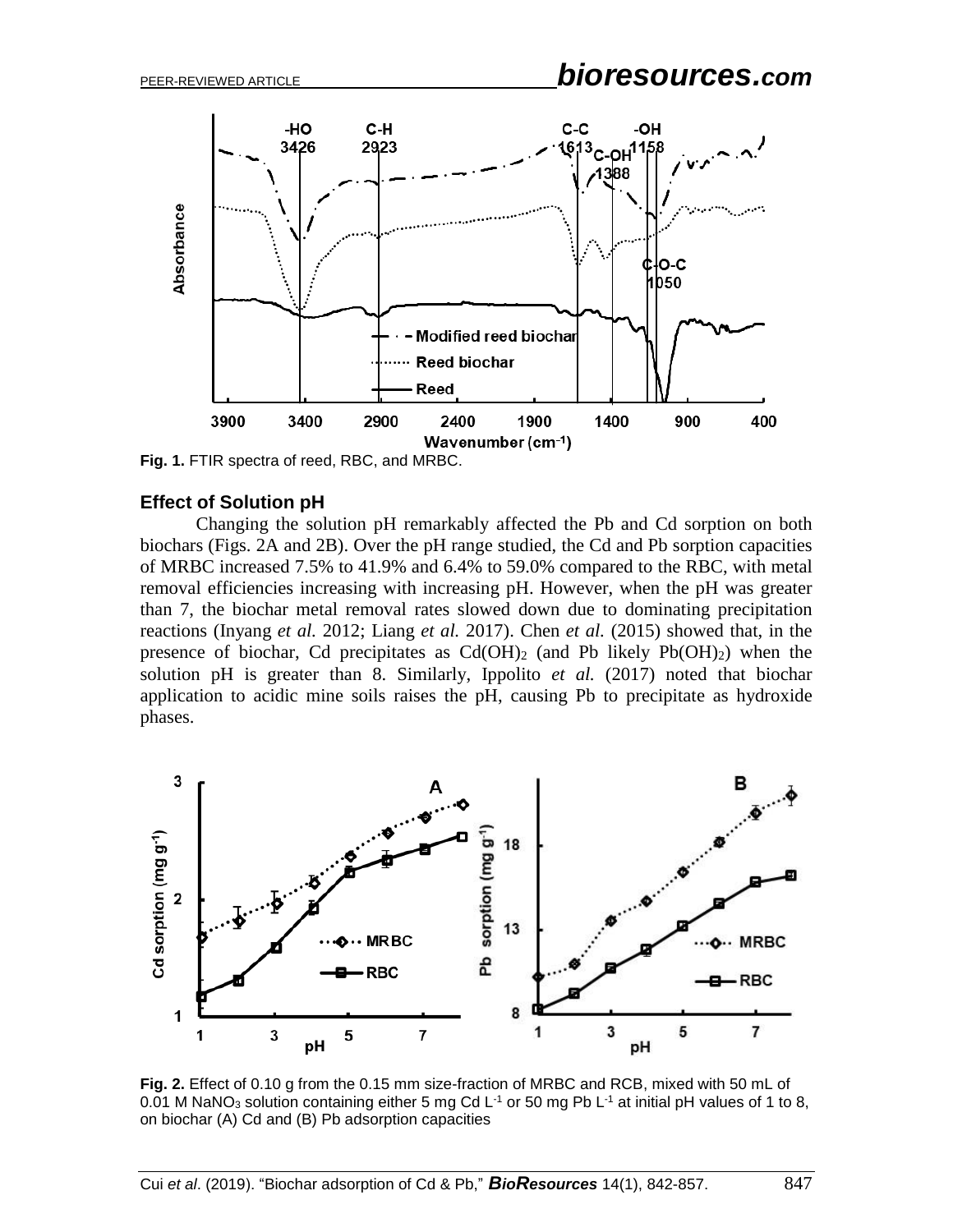Fig. 1. FTIR spectra of reed, RBC, and MRBC.

### Effect of Solution pH

Changing the solution pH remarkably affected the Pb and Cd sorption on both biochars (Figs. 2A and 2B). Over the pH range studied, the Cd and Pb sorption capacities of MRBC increased 7.5% to 41.9% and 6.4% to 59.0% compared to the RBC, with metal removal efficiencies increasing with increasing pH. However, when the pH was greater than 7, the biochar metal removal rates slowed down due to dominating precipitation reactions (Inyang *et al.* 2012; Liang *et al.* 2017). Chen *et al.* (2015) showed that, in the presence of biochar, Cd precipitates as $Cd(OH)_2$ (and Pb likely $Pb(OH)_2$) when the solution pH is greater than 8. Similarly, Ippolito *et al.* (2017) noted that biochar application to acidic mine soils raises the pH, causing Pb to precipitate as hydroxide phases.

Fig. 2. Effect of 0.10 g from the 0.15 mm size-fraction of MRBC and RCB, mixed with 50 mL of 0.01 M $NaNO_3$ solution containing either 5 mg Cd $L^{-1}$ or 50 mg Pb $L^{-1}$ at initial pH values of 1 to 8, on biochar (A) Cd and (B) Pb adsorption capacities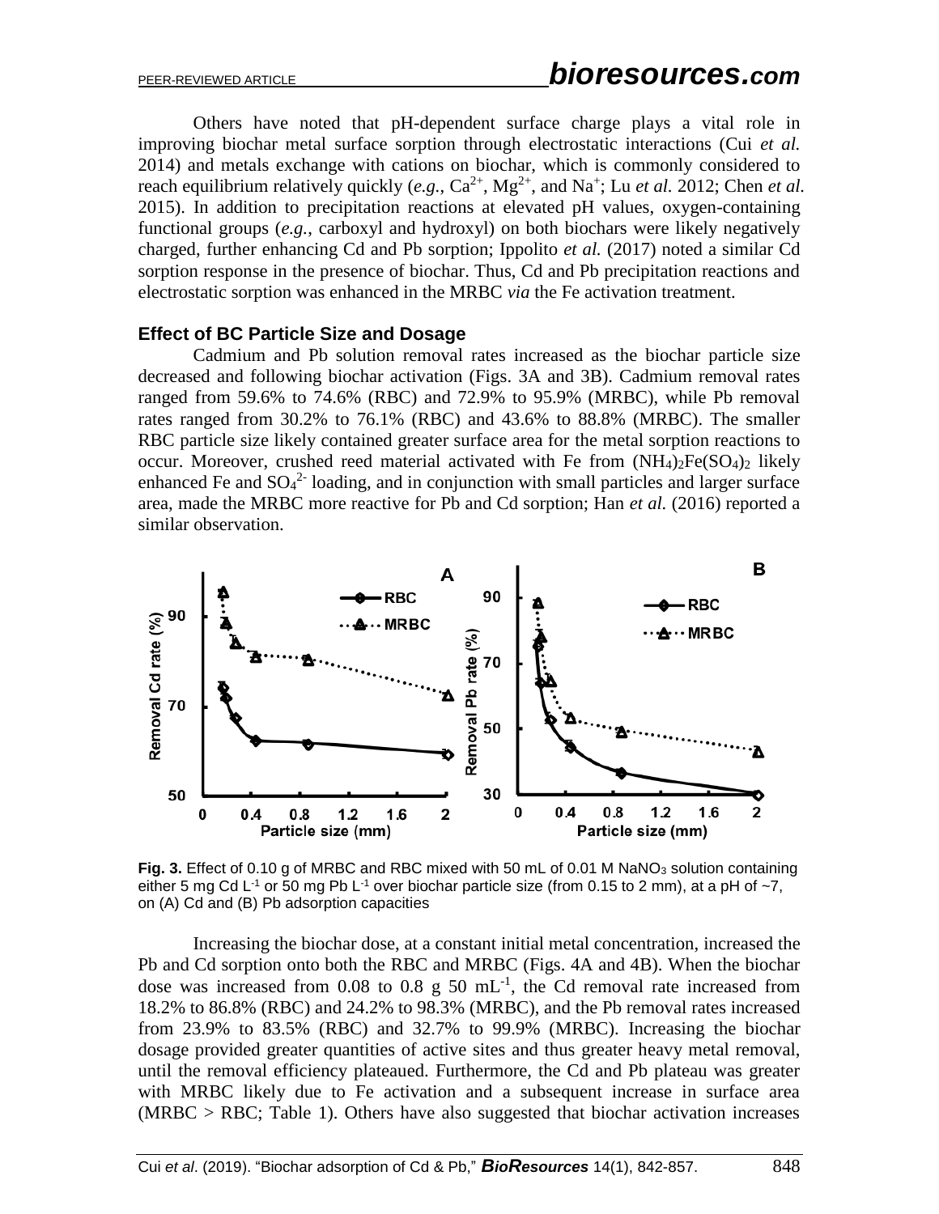Others have noted that pH-dependent surface charge plays a vital role in improving biochar metal surface sorption through electrostatic interactions (Cui *et al.* 2014) and metals exchange with cations on biochar, which is commonly considered to reach equilibrium relatively quickly (*e.g.*, $Ca^{2+}$, $Mg^{2+}$, and $Na^{+}$; Lu *et al.* 2012; Chen *et al.* 2015). In addition to precipitation reactions at elevated pH values, oxygen-containing functional groups (*e.g.*, carboxyl and hydroxyl) on both biochars were likely negatively charged, further enhancing Cd and Pb sorption; Ippolito *et al.* (2017) noted a similar Cd sorption response in the presence of biochar. Thus, Cd and Pb precipitation reactions and electrostatic sorption was enhanced in the MRBC *via* the Fe activation treatment.

### Effect of BC Particle Size and Dosage

Cadmium and Pb solution removal rates increased as the biochar particle size decreased and following biochar activation (Figs. 3A and 3B). Cadmium removal rates ranged from 59.6% to 74.6% (RBC) and 72.9% to 95.9% (MRBC), while Pb removal rates ranged from 30.2% to 76.1% (RBC) and 43.6% to 88.8% (MRBC). The smaller RBC particle size likely contained greater surface area for the metal sorption reactions to occur. Moreover, crushed reed material activated with Fe from $(NH_4)_2Fe(SO_4)_2$ likely enhanced Fe and $SO_4^{2-}$ loading, and in conjunction with small particles and larger surface area, made the MRBC more reactive for Pb and Cd sorption; Han *et al.* (2016) reported a similar observation.

**Fig. 3.** Effect of 0.10 g of MRBC and RBC mixed with 50 mL of 0.01 M $NaNO_3$ solution containing either 5 mg Cd $L^{-1}$ or 50 mg Pb $L^{-1}$ over biochar particle size (from 0.15 to 2 mm), at a pH of ~7, on (A) Cd and (B) Pb adsorption capacities

Increasing the biochar dose, at a constant initial metal concentration, increased the Pb and Cd sorption onto both the RBC and MRBC (Figs. 4A and 4B). When the biochar dose was increased from 0.08 to 0.8 g 50 $mL^{-1}$, the Cd removal rate increased from 18.2% to 86.8% (RBC) and 24.2% to 98.3% (MRBC), and the Pb removal rates increased from 23.9% to 83.5% (RBC) and 32.7% to 99.9% (MRBC). Increasing the biochar dosage provided greater quantities of active sites and thus greater heavy metal removal, until the removal efficiency plateaued. Furthermore, the Cd and Pb plateau was greater with MRBC likely due to Fe activation and a subsequent increase in surface area (MRBC > RBC; Table 1). Others have also suggested that biochar activation increases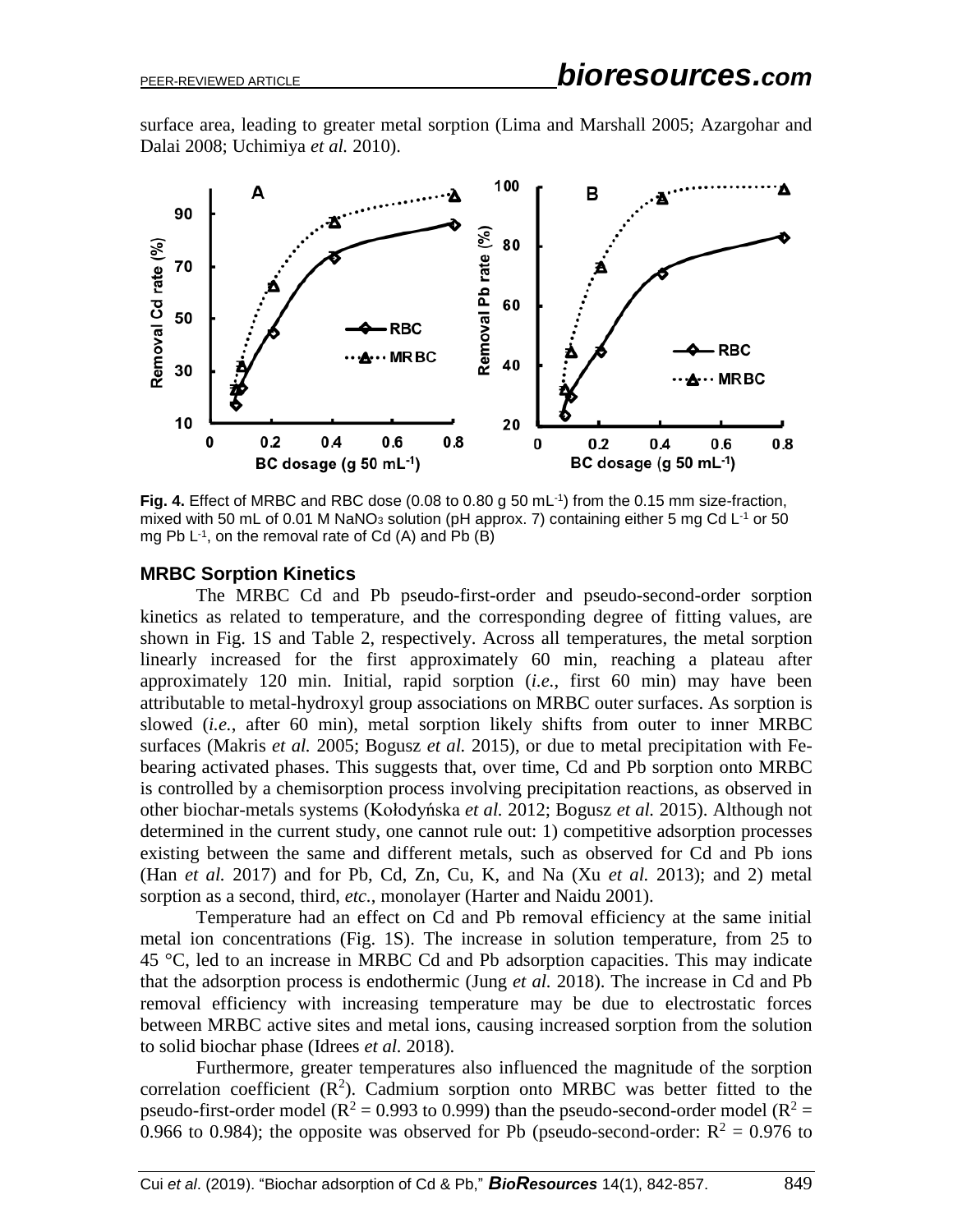surface area, leading to greater metal sorption (Lima and Marshall 2005; Azargohar and Dalai 2008; Uchimiya *et al.* 2010).

**Fig. 4.** Effect of MRBC and RBC dose (0.08 to 0.80 g 50 $mL^{-1}$) from the 0.15 mm size-fraction, mixed with 50 mL of 0.01 M $NaNO_3$ solution (pH approx. 7) containing either 5 mg Cd $L^{-1}$ or 50 mg Pb $L^{-1}$, on the removal rate of Cd (A) and Pb (B)

## MRBC Sorption Kinetics

The MRBC Cd and Pb pseudo-first-order and pseudo-second-order sorption kinetics as related to temperature, and the corresponding degree of fitting values, are shown in Fig. 1S and Table 2, respectively. Across all temperatures, the metal sorption linearly increased for the first approximately 60 min, reaching a plateau after approximately 120 min. Initial, rapid sorption (*i.e.*, first 60 min) may have been attributable to metal-hydroxyl group associations on MRBC outer surfaces. As sorption is slowed (*i.e.*, after 60 min), metal sorption likely shifts from outer to inner MRBC surfaces (Makris *et al.* 2005; Bogusz *et al.* 2015), or due to metal precipitation with Fe-bearing activated phases. This suggests that, over time, Cd and Pb sorption onto MRBC is controlled by a chemisorption process involving precipitation reactions, as observed in other biochar-metals systems (Kołodyńska *et al.* 2012; Bogusz *et al.* 2015). Although not determined in the current study, one cannot rule out: 1) competitive adsorption processes existing between the same and different metals, such as observed for Cd and Pb ions (Han *et al.* 2017) and for Pb, Cd, Zn, Cu, K, and Na (Xu *et al.* 2013); and 2) metal sorption as a second, third, *etc.*, monolayer (Harter and Naidu 2001).

Temperature had an effect on Cd and Pb removal efficiency at the same initial metal ion concentrations (Fig. 1S). The increase in solution temperature, from 25 to 45 °C, led to an increase in MRBC Cd and Pb adsorption capacities. This may indicate that the adsorption process is endothermic (Jung *et al.* 2018). The increase in Cd and Pb removal efficiency with increasing temperature may be due to electrostatic forces between MRBC active sites and metal ions, causing increased sorption from the solution to solid biochar phase (Idrees *et al.* 2018).

Furthermore, greater temperatures also influenced the magnitude of the sorption correlation coefficient ($R^2$). Cadmium sorption onto MRBC was better fitted to the pseudo-first-order model ($R^2$ = 0.993 to 0.999) than the pseudo-second-order model ($R^2$ = 0.966 to 0.984); the opposite was observed for Pb (pseudo-second-order: $R^2$ = 0.976 to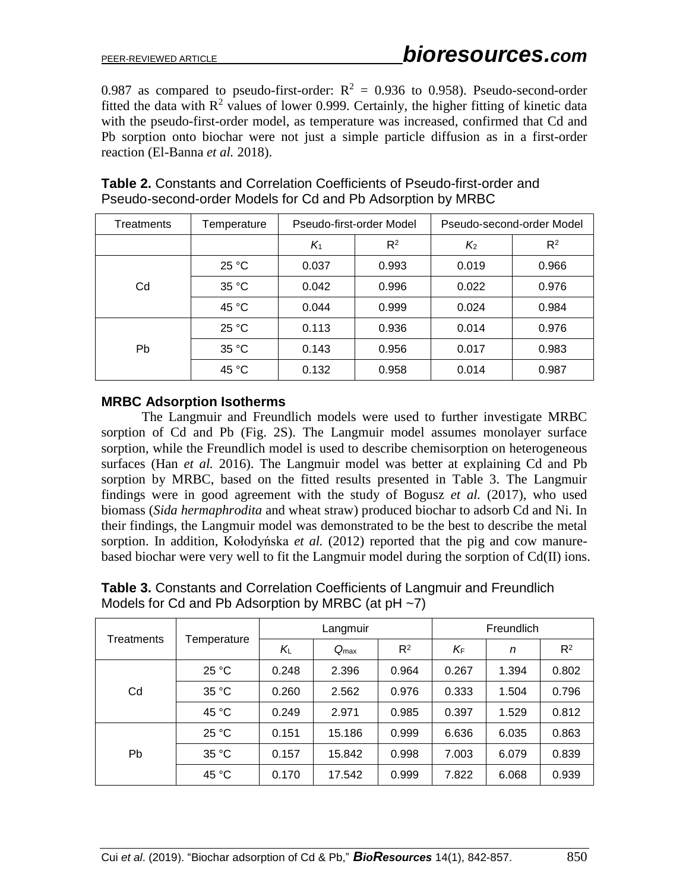0.987 as compared to pseudo-first-order: $R^2$ = 0.936 to 0.958). Pseudo-second-order fitted the data with $R^2$ values of lower 0.999. Certainly, the higher fitting of kinetic data with the pseudo-first-order model, as temperature was increased, confirmed that Cd and Pb sorption onto biochar were not just a simple particle diffusion as in a first-order reaction (El-Banna *et al.* 2018).

**Table 2.** Constants and Correlation Coefficients of Pseudo-first-order and Pseudo-second-order Models for Cd and Pb Adsorption by MRBC

| Treatments | Temperature | Pseudo-first-order Model | | Pseudo-second-order Model | |
|---|---|---|---|---|---|
| | | $K_1$ | $R^2$ | $K_2$ | $R^2$ |
| Cd | 25 °C | 0.037 | 0.993 | 0.019 | 0.966 |
| | 35 °C | 0.042 | 0.996 | 0.022 | 0.976 |
| | 45 °C | 0.044 | 0.999 | 0.024 | 0.984 |
| Pb | 25 °C | 0.113 | 0.936 | 0.014 | 0.976 |
| | 35 °C | 0.143 | 0.956 | 0.017 | 0.983 |
| | 45 °C | 0.132 | 0.958 | 0.014 | 0.987 |

### MRBC Adsorption Isotherms

The Langmuir and Freundlich models were used to further investigate MRBC sorption of Cd and Pb (Fig. 2S). The Langmuir model assumes monolayer surface sorption, while the Freundlich model is used to describe chemisorption on heterogeneous surfaces (Han *et al.* 2016). The Langmuir model was better at explaining Cd and Pb sorption by MRBC, based on the fitted results presented in Table 3. The Langmuir findings were in good agreement with the study of Bogusz *et al.* (2017), who used biomass (*Sida hermaphrodita* and wheat straw) produced biochar to adsorb Cd and Ni. In their findings, the Langmuir model was demonstrated to be the best to describe the metal sorption. In addition, Kołodyńska *et al.* (2012) reported that the pig and cow manure-based biochar were very well to fit the Langmuir model during the sorption of Cd(II) ions.

**Table 3.** Constants and Correlation Coefficients of Langmuir and Freundlich Models for Cd and Pb Adsorption by MRBC (at pH ~7)

| Treatments | Temperature | Langmuir | | | Freundlich | | |
|---|---|---|---|---|---|---|---|
| | | $K_L$ | $Q_{max}$ | $R^2$ | $K_F$ | $n$ | $R^2$ |
| Cd | 25 °C | 0.248 | 2.396 | 0.964 | 0.267 | 1.394 | 0.802 |
| | 35 °C | 0.260 | 2.562 | 0.976 | 0.333 | 1.504 | 0.796 |
| | 45 °C | 0.249 | 2.971 | 0.985 | 0.397 | 1.529 | 0.812 |
| Pb | 25 °C | 0.151 | 15.186 | 0.999 | 6.636 | 6.035 | 0.863 |
| | 35 °C | 0.157 | 15.842 | 0.998 | 7.003 | 6.079 | 0.839 |
| | 45 °C | 0.170 | 17.542 | 0.999 | 7.822 | 6.068 | 0.939 |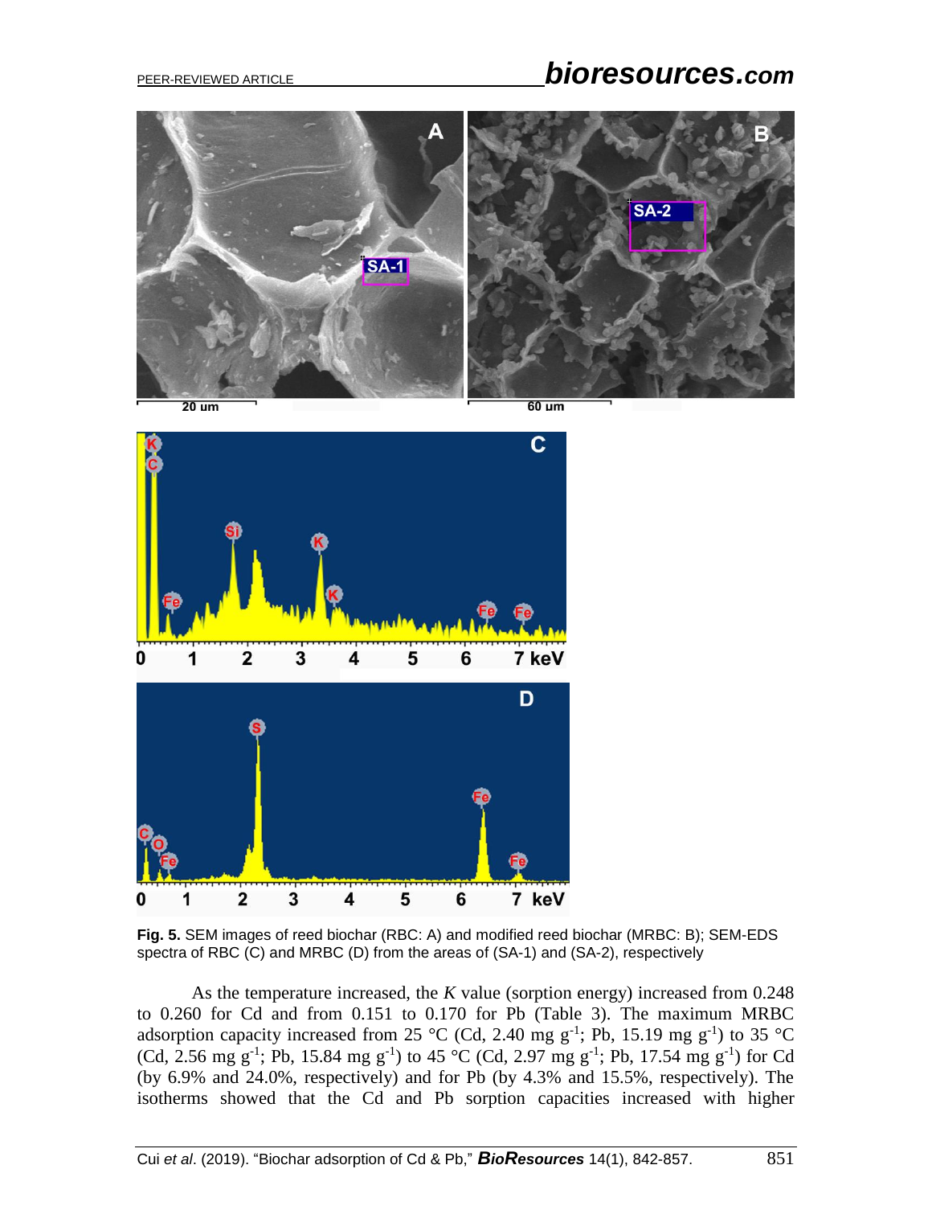**Fig. 5.** SEM images of reed biochar (RBC: A) and modified reed biochar (MRBC: B); SEM-EDS spectra of RBC (C) and MRBC (D) from the areas of (SA-1) and (SA-2), respectively

As the temperature increased, the *K* value (sorption energy) increased from 0.248 to 0.260 for Cd and from 0.151 to 0.170 for Pb (Table 3). The maximum MRBC adsorption capacity increased from 25 °C (Cd, 2.40 mg $g^{-1}$; Pb, 15.19 mg $g^{-1}$) to 35 °C (Cd, 2.56 mg $g^{-1}$; Pb, 15.84 mg $g^{-1}$) to 45 °C (Cd, 2.97 mg $g^{-1}$; Pb, 17.54 mg $g^{-1}$) for Cd (by 6.9% and 24.0%, respectively) and for Pb (by 4.3% and 15.5%, respectively). The isotherms showed that the Cd and Pb sorption capacities increased with higher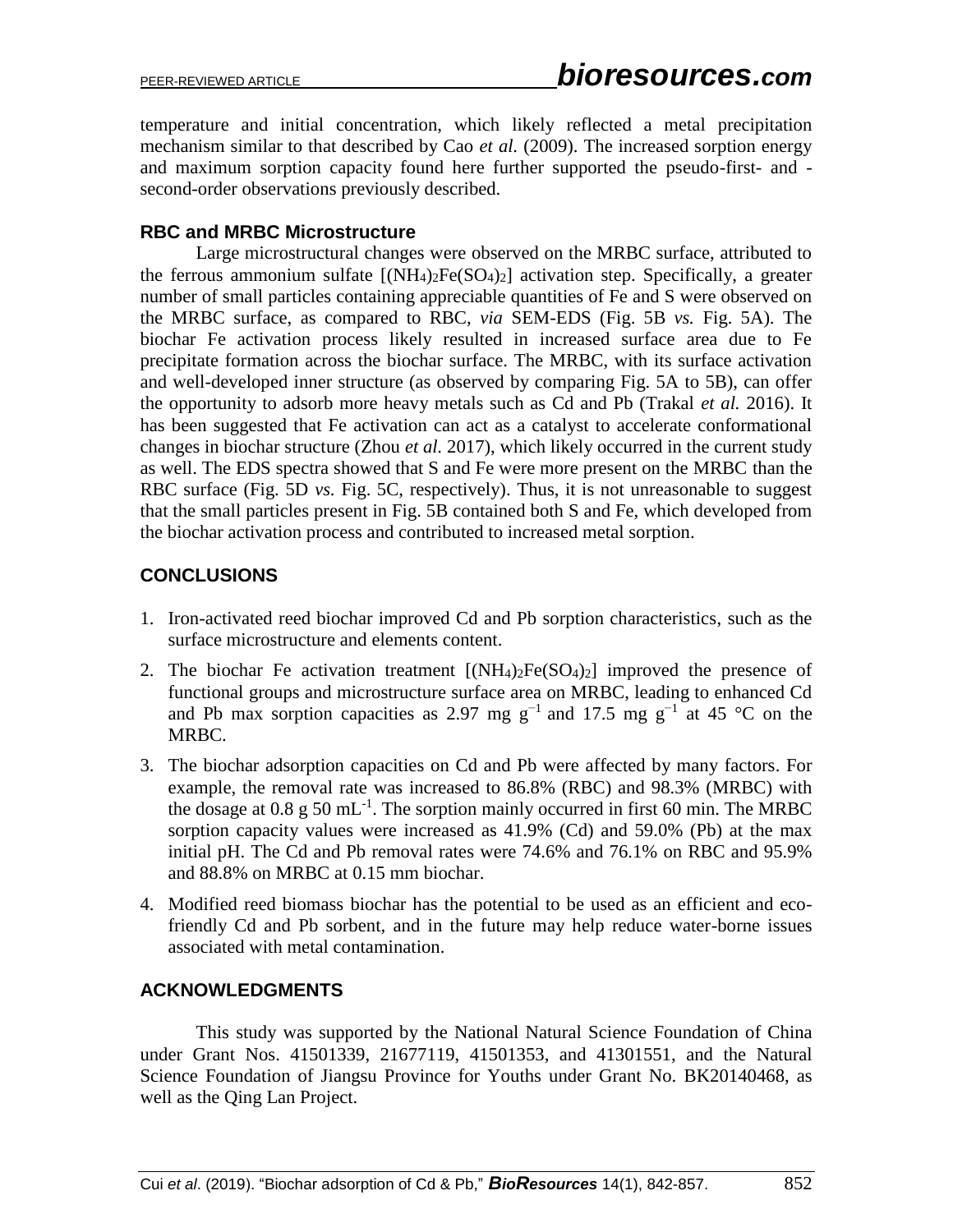temperature and initial concentration, which likely reflected a metal precipitation mechanism similar to that described by Cao *et al.* (2009). The increased sorption energy and maximum sorption capacity found here further supported the pseudo-first- and -second-order observations previously described.

### RBC and MRBC Microstructure

Large microstructural changes were observed on the MRBC surface, attributed to the ferrous ammonium sulfate [$(NH_4)_2Fe(SO_4)_2$] activation step. Specifically, a greater number of small particles containing appreciable quantities of Fe and S were observed on the MRBC surface, as compared to RBC, *via* SEM-EDS (Fig. 5B *vs.* Fig. 5A). The biochar Fe activation process likely resulted in increased surface area due to Fe precipitate formation across the biochar surface. The MRBC, with its surface activation and well-developed inner structure (as observed by comparing Fig. 5A to 5B), can offer the opportunity to adsorb more heavy metals such as Cd and Pb (Trakal *et al.* 2016). It has been suggested that Fe activation can act as a catalyst to accelerate conformational changes in biochar structure (Zhou *et al.* 2017), which likely occurred in the current study as well. The EDS spectra showed that S and Fe were more present on the MRBC than the RBC surface (Fig. 5D *vs.* Fig. 5C, respectively). Thus, it is not unreasonable to suggest that the small particles present in Fig. 5B contained both S and Fe, which developed from the biochar activation process and contributed to increased metal sorption.

## CONCLUSIONS

1. Iron-activated reed biochar improved Cd and Pb sorption characteristics, such as the surface microstructure and elements content.
2. The biochar Fe activation treatment [$(NH_4)_2Fe(SO_4)_2$] improved the presence of functional groups and microstructure surface area on MRBC, leading to enhanced Cd and Pb max sorption capacities as 2.97 mg $g^{-1}$ and 17.5 mg $g^{-1}$ at 45 °C on the MRBC.
3. The biochar adsorption capacities on Cd and Pb were affected by many factors. For example, the removal rate was increased to 86.8% (RBC) and 98.3% (MRBC) with the dosage at 0.8 g 50 $mL^{-1}$. The sorption mainly occurred in first 60 min. The MRBC sorption capacity values were increased as 41.9% (Cd) and 59.0% (Pb) at the max initial pH. The Cd and Pb removal rates were 74.6% and 76.1% on RBC and 95.9% and 88.8% on MRBC at 0.15 mm biochar.
4. Modified reed biomass biochar has the potential to be used as an efficient and eco-friendly Cd and Pb sorbent, and in the future may help reduce water-borne issues associated with metal contamination.

## ACKNOWLEDGMENTS

This study was supported by the National Natural Science Foundation of China under Grant Nos. 41501339, 21677119, 41501353, and 41301551, and the Natural Science Foundation of Jiangsu Province for Youths under Grant No. BK20140468, as well as the Qing Lan Project.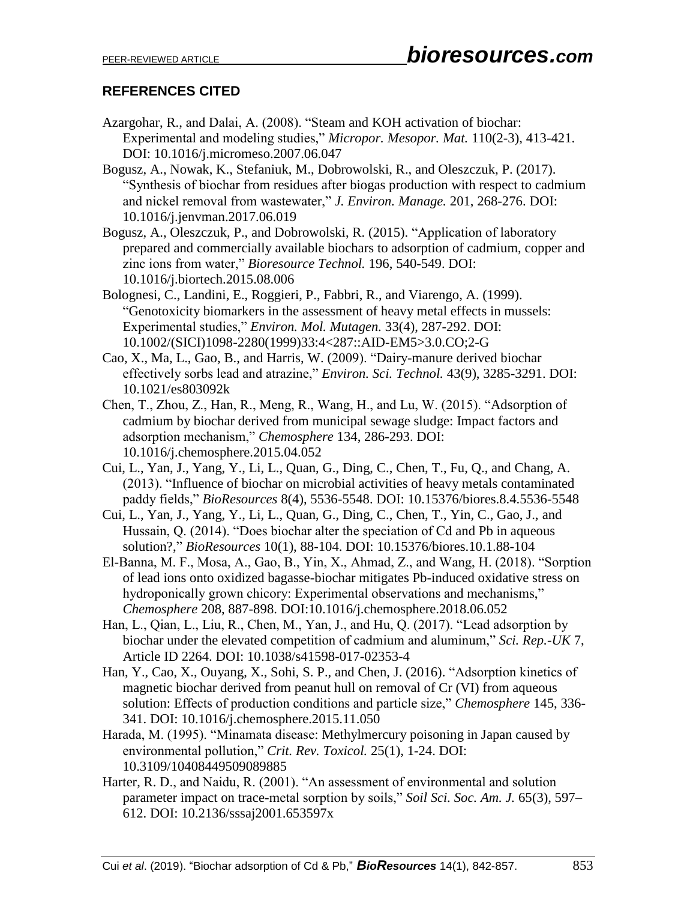## REFERENCES CITED

Azargohar, R., and Dalai, A. (2008). "Steam and KOH activation of biochar: Experimental and modeling studies," *Micropor. Mesopor. Mat.* 110(2-3), 413-421. DOI: 10.1016/j.micromeso.2007.06.047

Bogusz, A., Nowak, K., Stefaniuk, M., Dobrowolski, R., and Oleszczuk, P. (2017). "Synthesis of biochar from residues after biogas production with respect to cadmium and nickel removal from wastewater," *J. Environ. Manage.* 201, 268-276. DOI: 10.1016/j.jenvman.2017.06.019

Bogusz, A., Oleszczuk, P., and Dobrowolski, R. (2015). "Application of laboratory prepared and commercially available biochars to adsorption of cadmium, copper and zinc ions from water," *Bioresource Technol.* 196, 540-549. DOI: 10.1016/j.biortech.2015.08.006

Bolognesi, C., Landini, E., Roggieri, P., Fabbri, R., and Viarengo, A. (1999). "Genotoxicity biomarkers in the assessment of heavy metal effects in mussels: Experimental studies," *Environ. Mol. Mutagen.* 33(4), 287-292. DOI: 10.1002/(SICI)1098-2280(1999)33:4<287::AID-EM5>3.0.CO;2-G

Cao, X., Ma, L., Gao, B., and Harris, W. (2009). "Dairy-manure derived biochar effectively sorbs lead and atrazine," *Environ. Sci. Technol.* 43(9), 3285-3291. DOI: 10.1021/es803092k

Chen, T., Zhou, Z., Han, R., Meng, R., Wang, H., and Lu, W. (2015). "Adsorption of cadmium by biochar derived from municipal sewage sludge: Impact factors and adsorption mechanism," *Chemosphere* 134, 286-293. DOI: 10.1016/j.chemosphere.2015.04.052

Cui, L., Yan, J., Yang, Y., Li, L., Quan, G., Ding, C., Chen, T., Fu, Q., and Chang, A. (2013). "Influence of biochar on microbial activities of heavy metals contaminated paddy fields," *BioResources* 8(4), 5536-5548. DOI: 10.15376/biores.8.4.5536-5548

Cui, L., Yan, J., Yang, Y., Li, L., Quan, G., Ding, C., Chen, T., Yin, C., Gao, J., and Hussain, Q. (2014). "Does biochar alter the speciation of Cd and Pb in aqueous solution?," *BioResources* 10(1), 88-104. DOI: 10.15376/biores.10.1.88-104

El-Banna, M. F., Mosa, A., Gao, B., Yin, X., Ahmad, Z., and Wang, H. (2018). "Sorption of lead ions onto oxidized bagasse-biochar mitigates Pb-induced oxidative stress on hydroponically grown chicory: Experimental observations and mechanisms," *Chemosphere* 208, 887-898. DOI:10.1016/j.chemosphere.2018.06.052

Han, L., Qian, L., Liu, R., Chen, M., Yan, J., and Hu, Q. (2017). "Lead adsorption by biochar under the elevated competition of cadmium and aluminum," *Sci. Rep.-UK* 7, Article ID 2264. DOI: 10.1038/s41598-017-02353-4

Han, Y., Cao, X., Ouyang, X., Sohi, S. P., and Chen, J. (2016). "Adsorption kinetics of magnetic biochar derived from peanut hull on removal of Cr (VI) from aqueous solution: Effects of production conditions and particle size," *Chemosphere* 145, 336-341. DOI: 10.1016/j.chemosphere.2015.11.050

Harada, M. (1995). "Minamata disease: Methylmercury poisoning in Japan caused by environmental pollution," *Crit. Rev. Toxicol.* 25(1), 1-24. DOI: 10.3109/10408449509089885

Harter, R. D., and Naidu, R. (2001). "An assessment of environmental and solution parameter impact on trace-metal sorption by soils," *Soil Sci. Soc. Am. J.* 65(3), 597–612. DOI: 10.2136/sssaj2001.653597x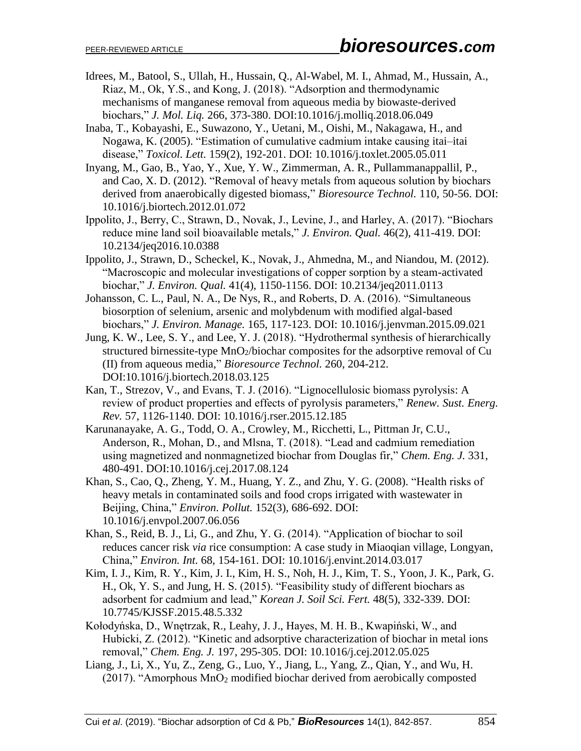Idrees, M., Batool, S., Ullah, H., Hussain, Q., Al-Wabel, M. I., Ahmad, M., Hussain, A., Riaz, M., Ok, Y.S., and Kong, J. (2018). "Adsorption and thermodynamic mechanisms of manganese removal from aqueous media by biowaste-derived biochars," *J. Mol. Liq.* 266, 373-380. DOI:10.1016/j.molliq.2018.06.049

Inaba, T., Kobayashi, E., Suwazono, Y., Uetani, M., Oishi, M., Nakagawa, H., and Nogawa, K. (2005). "Estimation of cumulative cadmium intake causing itai–itai disease," *Toxicol. Lett.* 159(2), 192-201. DOI: 10.1016/j.toxlet.2005.05.011

Inyang, M., Gao, B., Yao, Y., Xue, Y. W., Zimmerman, A. R., Pullammanappallil, P., and Cao, X. D. (2012). "Removal of heavy metals from aqueous solution by biochars derived from anaerobically digested biomass," *Bioresource Technol.* 110, 50-56. DOI: 10.1016/j.biortech.2012.01.072

Ippolito, J., Berry, C., Strawn, D., Novak, J., Levine, J., and Harley, A. (2017). "Biochars reduce mine land soil bioavailable metals," *J. Environ. Qual.* 46(2), 411-419. DOI: 10.2134/jeq2016.10.0388

Ippolito, J., Strawn, D., Scheckel, K., Novak, J., Ahmedna, M., and Niandou, M. (2012). "Macroscopic and molecular investigations of copper sorption by a steam-activated biochar," *J. Environ. Qual.* 41(4), 1150-1156. DOI: 10.2134/jeq2011.0113

Johansson, C. L., Paul, N. A., De Nys, R., and Roberts, D. A. (2016). "Simultaneous biosorption of selenium, arsenic and molybdenum with modified algal-based biochars," *J. Environ. Manage.* 165, 117-123. DOI: 10.1016/j.jenvman.2015.09.021

Jung, K. W., Lee, S. Y., and Lee, Y. J. (2018). "Hydrothermal synthesis of hierarchically structured birnessite-type $MnO_2$/biochar composites for the adsorptive removal of Cu (II) from aqueous media," *Bioresource Technol.* 260, 204-212. DOI:10.1016/j.biortech.2018.03.125

Kan, T., Strezov, V., and Evans, T. J. (2016). "Lignocellulosic biomass pyrolysis: A review of product properties and effects of pyrolysis parameters," *Renew. Sust. Energ. Rev.* 57, 1126-1140. DOI: 10.1016/j.rser.2015.12.185

Karunanayake, A. G., Todd, O. A., Crowley, M., Ricchetti, L., Pittman Jr, C.U., Anderson, R., Mohan, D., and Mlsna, T. (2018). "Lead and cadmium remediation using magnetized and nonmagnetized biochar from Douglas fir," *Chem. Eng. J.* 331, 480-491. DOI:10.1016/j.cej.2017.08.124

Khan, S., Cao, Q., Zheng, Y. M., Huang, Y. Z., and Zhu, Y. G. (2008). "Health risks of heavy metals in contaminated soils and food crops irrigated with wastewater in Beijing, China," *Environ. Pollut.* 152(3), 686-692. DOI: 10.1016/j.envpol.2007.06.056

Khan, S., Reid, B. J., Li, G., and Zhu, Y. G. (2014). "Application of biochar to soil reduces cancer risk *via* rice consumption: A case study in Miaoqian village, Longyan, China," *Environ. Int.* 68, 154-161. DOI: 10.1016/j.envint.2014.03.017

Kim, I. J., Kim, R. Y., Kim, J. I., Kim, H. S., Noh, H. J., Kim, T. S., Yoon, J. K., Park, G. H., Ok, Y. S., and Jung, H. S. (2015). "Feasibility study of different biochars as adsorbent for cadmium and lead," *Korean J. Soil Sci. Fert.* 48(5), 332-339. DOI: 10.7745/KJSSF.2015.48.5.332

Kołodyńska, D., Wnętrzak, R., Leahy, J. J., Hayes, M. H. B., Kwapiński, W., and Hubicki, Z. (2012). "Kinetic and adsorptive characterization of biochar in metal ions removal," *Chem. Eng. J.* 197, 295-305. DOI: 10.1016/j.cej.2012.05.025

Liang, J., Li, X., Yu, Z., Zeng, G., Luo, Y., Jiang, L., Yang, Z., Qian, Y., and Wu, H. (2017). "Amorphous $MnO_2$ modified biochar derived from aerobically composted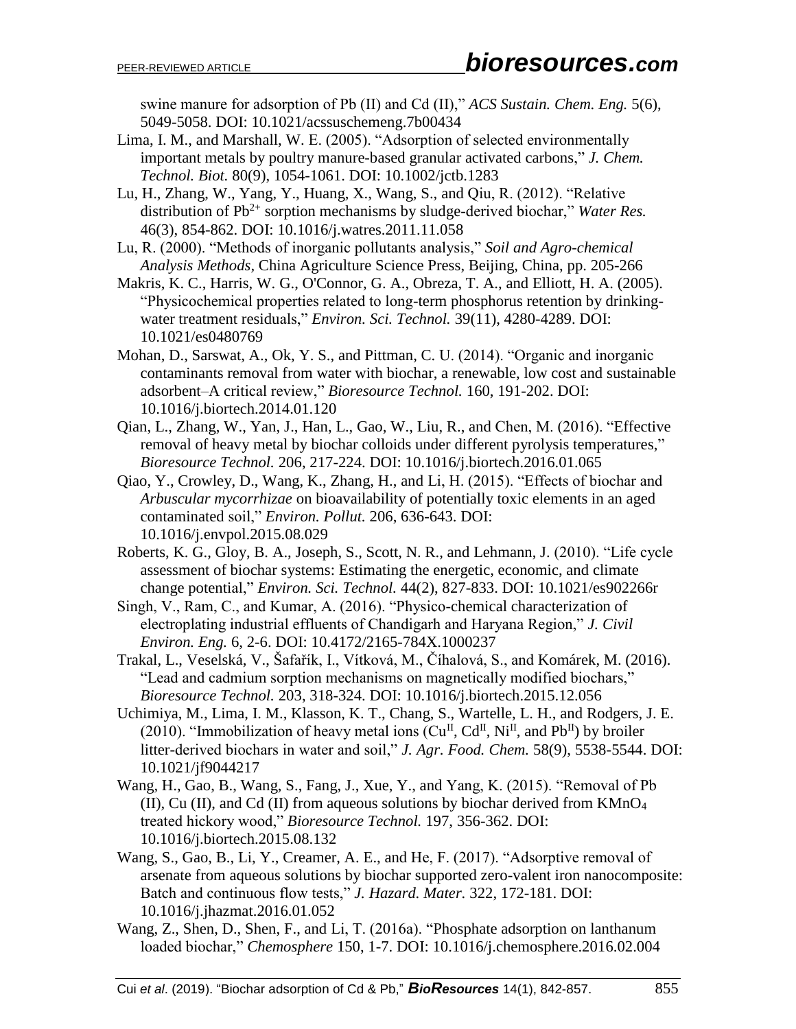swine manure for adsorption of Pb (II) and Cd (II)," *ACS Sustain. Chem. Eng.* 5(6), 5049-5058. DOI: 10.1021/acssuschemeng.7b00434

Lima, I. M., and Marshall, W. E. (2005). "Adsorption of selected environmentally important metals by poultry manure-based granular activated carbons," *J. Chem. Technol. Biot.* 80(9), 1054-1061. DOI: 10.1002/jctb.1283

Lu, H., Zhang, W., Yang, Y., Huang, X., Wang, S., and Qiu, R. (2012). "Relative distribution of $Pb^{2+}$ sorption mechanisms by sludge-derived biochar," *Water Res.* 46(3), 854-862. DOI: 10.1016/j.watres.2011.11.058

Lu, R. (2000). "Methods of inorganic pollutants analysis," *Soil and Agro-chemical Analysis Methods*, China Agriculture Science Press, Beijing, China, pp. 205-266

Makris, K. C., Harris, W. G., O'Connor, G. A., Obreza, T. A., and Elliott, H. A. (2005). "Physicochemical properties related to long-term phosphorus retention by drinking-water treatment residuals," *Environ. Sci. Technol.* 39(11), 4280-4289. DOI: 10.1021/es0480769

Mohan, D., Sarswat, A., Ok, Y. S., and Pittman, C. U. (2014). "Organic and inorganic contaminants removal from water with biochar, a renewable, low cost and sustainable adsorbent–A critical review," *Bioresource Technol.* 160, 191-202. DOI: 10.1016/j.biortech.2014.01.120

Qian, L., Zhang, W., Yan, J., Han, L., Gao, W., Liu, R., and Chen, M. (2016). "Effective removal of heavy metal by biochar colloids under different pyrolysis temperatures," *Bioresource Technol.* 206, 217-224. DOI: 10.1016/j.biortech.2016.01.065

Qiao, Y., Crowley, D., Wang, K., Zhang, H., and Li, H. (2015). "Effects of biochar and *Arbuscular mycorrhizae* on bioavailability of potentially toxic elements in an aged contaminated soil," *Environ. Pollut.* 206, 636-643. DOI: 10.1016/j.envpol.2015.08.029

Roberts, K. G., Gloy, B. A., Joseph, S., Scott, N. R., and Lehmann, J. (2010). "Life cycle assessment of biochar systems: Estimating the energetic, economic, and climate change potential," *Environ. Sci. Technol.* 44(2), 827-833. DOI: 10.1021/es902266r

Singh, V., Ram, C., and Kumar, A. (2016). "Physico-chemical characterization of electroplating industrial effluents of Chandigarh and Haryana Region," *J. Civil Environ. Eng.* 6, 2-6. DOI: 10.4172/2165-784X.1000237

Trakal, L., Veselská, V., Šafařík, I., Vítková, M., Číhalová, S., and Komárek, M. (2016). "Lead and cadmium sorption mechanisms on magnetically modified biochars," *Bioresource Technol.* 203, 318-324. DOI: 10.1016/j.biortech.2015.12.056

Uchimiya, M., Lima, I. M., Klasson, K. T., Chang, S., Wartelle, L. H., and Rodgers, J. E. (2010). "Immobilization of heavy metal ions ($Cu^{II}$, $Cd^{II}$, $Ni^{II}$, and $Pb^{II}$) by broiler litter-derived biochars in water and soil," *J. Agr. Food. Chem.* 58(9), 5538-5544. DOI: 10.1021/jf9044217

Wang, H., Gao, B., Wang, S., Fang, J., Xue, Y., and Yang, K. (2015). "Removal of Pb (II), Cu (II), and Cd (II) from aqueous solutions by biochar derived from $KMnO_4$ treated hickory wood," *Bioresource Technol.* 197, 356-362. DOI: 10.1016/j.biortech.2015.08.132

Wang, S., Gao, B., Li, Y., Creamer, A. E., and He, F. (2017). "Adsorptive removal of arsenate from aqueous solutions by biochar supported zero-valent iron nanocomposite: Batch and continuous flow tests," *J. Hazard. Mater.* 322, 172-181. DOI: 10.1016/j.jhazmat.2016.01.052

Wang, Z., Shen, D., Shen, F., and Li, T. (2016a). "Phosphate adsorption on lanthanum loaded biochar," *Chemosphere* 150, 1-7. DOI: 10.1016/j.chemosphere.2016.02.004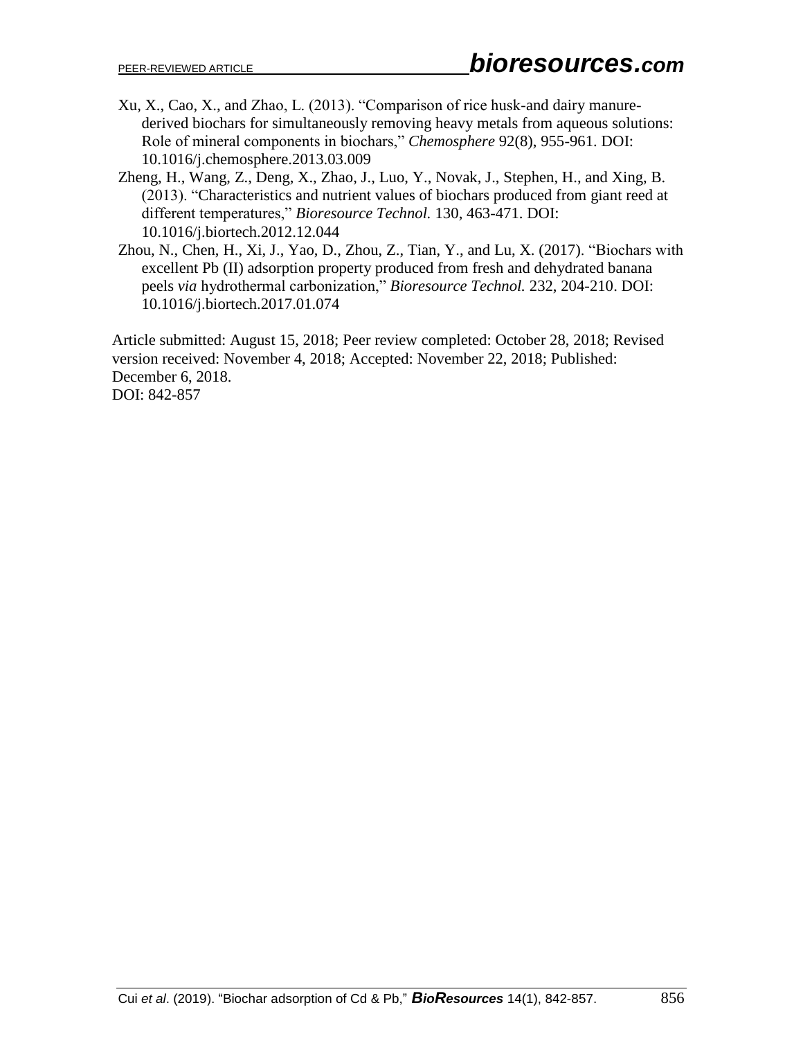Xu, X., Cao, X., and Zhao, L. (2013). "Comparison of rice husk-and dairy manure-derived biochars for simultaneously removing heavy metals from aqueous solutions: Role of mineral components in biochars," *Chemosphere* 92(8), 955-961. DOI: 10.1016/j.chemosphere.2013.03.009

Zheng, H., Wang, Z., Deng, X., Zhao, J., Luo, Y., Novak, J., Stephen, H., and Xing, B. (2013). "Characteristics and nutrient values of biochars produced from giant reed at different temperatures," *Bioresource Technol.* 130, 463-471. DOI: 10.1016/j.biortech.2012.12.044

Zhou, N., Chen, H., Xi, J., Yao, D., Zhou, Z., Tian, Y., and Lu, X. (2017). "Biochars with excellent Pb (II) adsorption property produced from fresh and dehydrated banana peels *via* hydrothermal carbonization," *Bioresource Technol.* 232, 204-210. DOI: 10.1016/j.biortech.2017.01.074

Article submitted: August 15, 2018; Peer review completed: October 28, 2018; Revised version received: November 4, 2018; Accepted: November 22, 2018; Published: December 6, 2018.
DOI: 842-857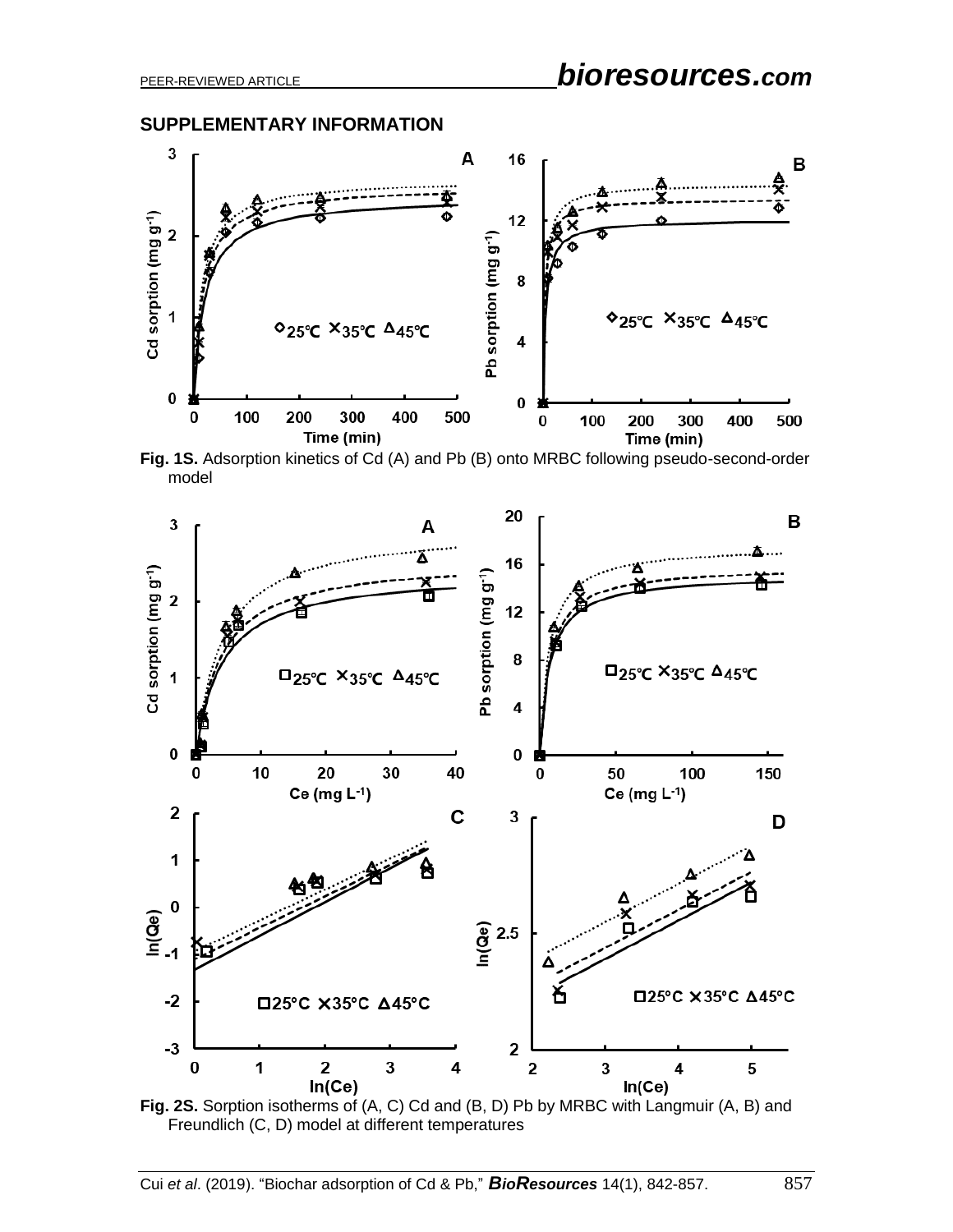## SUPPLEMENTARY INFORMATION

A

Cd sorption (mg g$^{-1}$)

3
2
1
0

◇25℃ ×35℃ Δ45℃

0 100 200 300 400 500

Time (min)

B

Pb sorption (mg g$^{-1}$)

16
12
8
4
0

◇25℃ ×35℃ Δ45℃

0 100 200 300 400 500

Time (min)

**Fig. 1S.** Adsorption kinetics of Cd (A) and Pb (B) onto MRBC following pseudo-second-order model

A

Cd sorption (mg g$^{-1}$)

3
2
1
0

□25℃ ×35℃ Δ45℃

0 10 20 30 40

Ce (mg L$^{-1}$)

B

Pb sorption (mg g$^{-1}$)

20
16
12
8
4
0

□25℃ ×35℃ Δ45℃

0 50 100 150

Ce (mg L$^{-1}$)

C

ln(Qe)

2
1
0
-1
-2
-3

□25°C ×35°C Δ45°C

0 1 2 3 4

ln(Ce)

D

ln(Qe)

3
2.5
2

□25°C ×35°C Δ45°C

2 3 4 5

ln(Ce)

**Fig. 2S.** Sorption isotherms of (A, C) Cd and (B, D) Pb by MRBC with Langmuir (A, B) and Freundlich (C, D) model at different temperatures